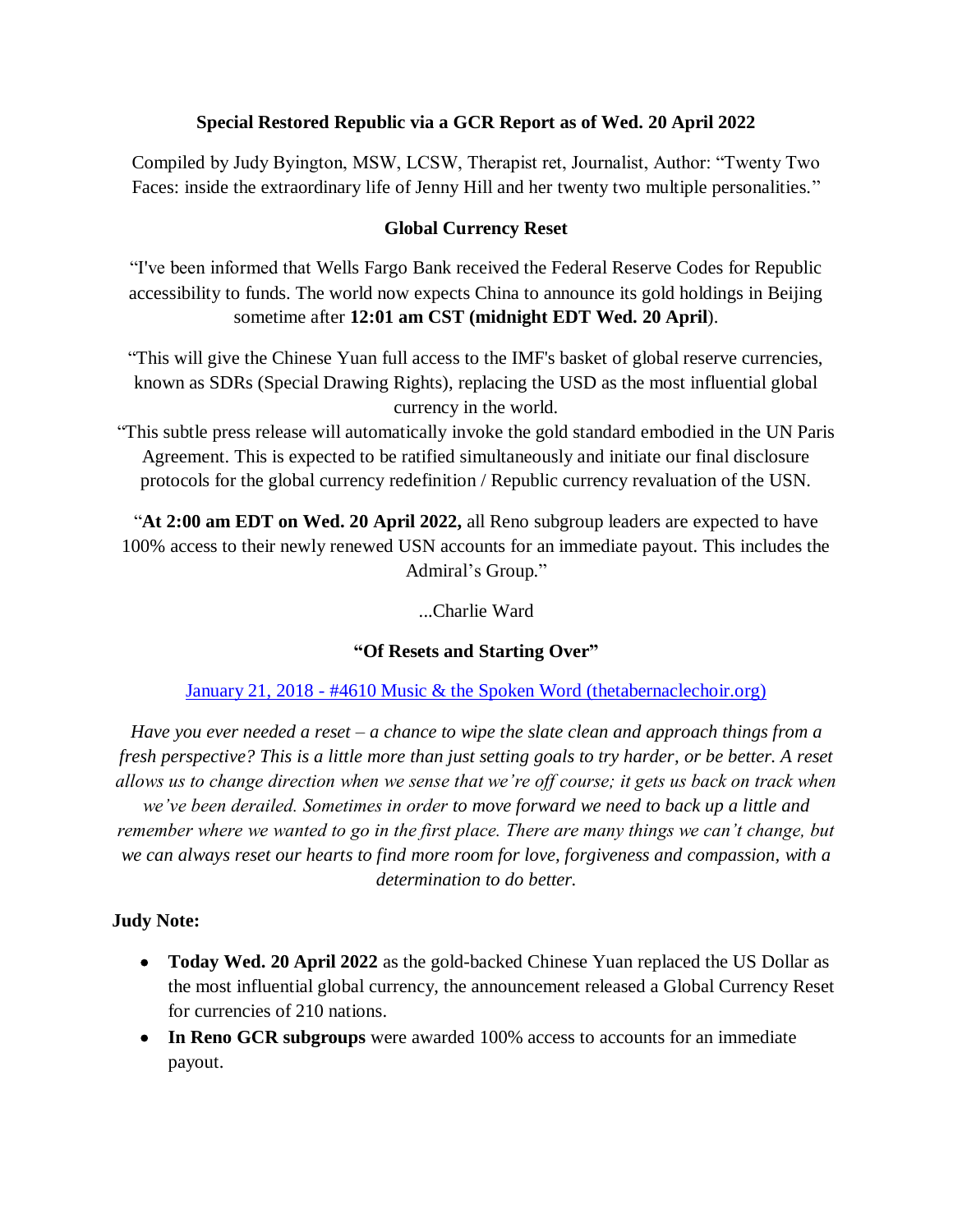**Special Restored Republic via a GCR Report as of Wed. 20 April 2022**

Compiled by Judy Byington, MSW, LCSW, Therapist ret, Journalist, Author: "Twenty Two Faces: inside the extraordinary life of Jenny Hill and her twenty two multiple personalities."

**Global Currency Reset**

"I've been informed that Wells Fargo Bank received the Federal Reserve Codes for Republic accessibility to funds. The world now expects China to announce its gold holdings in Beijing sometime after **12:01 am CST (midnight EDT Wed. 20 April**).

"This will give the Chinese Yuan full access to the IMF's basket of global reserve currencies, known as SDRs (Special Drawing Rights), replacing the USD as the most influential global currency in the world.

"This subtle press release will automatically invoke the gold standard embodied in the UN Paris Agreement. This is expected to be ratified simultaneously and initiate our final disclosure protocols for the global currency redefinition / Republic currency revaluation of the USN.

"**At 2:00 am EDT on Wed. 20 April 2022,** all Reno subgroup leaders are expected to have 100% access to their newly renewed USN accounts for an immediate payout. This includes the Admiral's Group."

...Charlie Ward

**"Of Resets and Starting Over"**

[January 21, 2018 - #4610 Music & the Spoken Word (thetabernaclechoir.org)]

*Have you ever needed a reset – a chance to wipe the slate clean and approach things from a fresh perspective? This is a little more than just setting goals to try harder, or be better. A reset allows us to change direction when we sense that we're off course; it gets us back on track when we've been derailed. Sometimes in order to move forward we need to back up a little and remember where we wanted to go in the first place. There are many things we can't change, but we can always reset our hearts to find more room for love, forgiveness and compassion, with a determination to do better.*

**Judy Note:**

- **Today Wed. 20 April 2022** as the gold-backed Chinese Yuan replaced the US Dollar as the most influential global currency, the announcement released a Global Currency Reset for currencies of 210 nations.
- **In Reno GCR subgroups** were awarded 100% access to accounts for an immediate payout.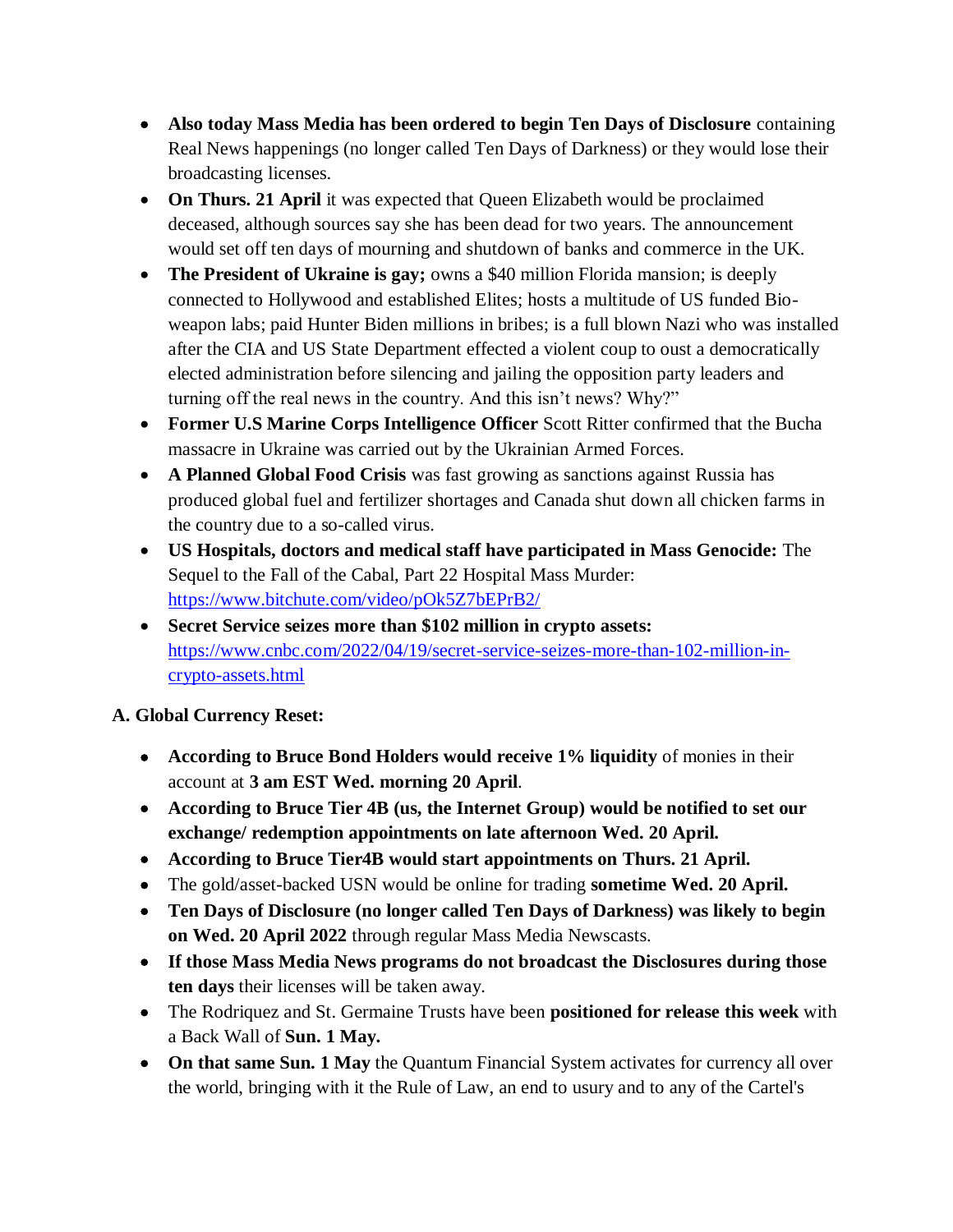- **Also today Mass Media has been ordered to begin Ten Days of Disclosure** containing Real News happenings (no longer called Ten Days of Darkness) or they would lose their broadcasting licenses.
- **On Thurs. 21 April** it was expected that Queen Elizabeth would be proclaimed deceased, although sources say she has been dead for two years. The announcement would set off ten days of mourning and shutdown of banks and commerce in the UK.
- **The President of Ukraine is gay;** owns a $40 million Florida mansion; is deeply connected to Hollywood and established Elites; hosts a multitude of US funded Bio-weapon labs; paid Hunter Biden millions in bribes; is a full blown Nazi who was installed after the CIA and US State Department effected a violent coup to oust a democratically elected administration before silencing and jailing the opposition party leaders and turning off the real news in the country. And this isn't news? Why?"
- **Former U.S Marine Corps Intelligence Officer** Scott Ritter confirmed that the Bucha massacre in Ukraine was carried out by the Ukrainian Armed Forces.
- **A Planned Global Food Crisis** was fast growing as sanctions against Russia has produced global fuel and fertilizer shortages and Canada shut down all chicken farms in the country due to a so-called virus.
- **US Hospitals, doctors and medical staff have participated in Mass Genocide:** The Sequel to the Fall of the Cabal, Part 22 Hospital Mass Murder: https://www.bitchute.com/video/pOk5Z7bEPrB2/
- **Secret Service seizes more than $102 million in crypto assets:** https://www.cnbc.com/2022/04/19/secret-service-seizes-more-than-102-million-in-crypto-assets.html

**A. Global Currency Reset:**

- **According to Bruce Bond Holders would receive 1% liquidity** of monies in their account at **3 am EST Wed. morning 20 April**.
- **According to Bruce Tier 4B (us, the Internet Group) would be notified to set our exchange/ redemption appointments on late afternoon Wed. 20 April.**
- **According to Bruce Tier4B would start appointments on Thurs. 21 April.**
- The gold/asset-backed USN would be online for trading **sometime Wed. 20 April.**
- **Ten Days of Disclosure (no longer called Ten Days of Darkness) was likely to begin on Wed. 20 April 2022** through regular Mass Media Newscasts.
- **If those Mass Media News programs do not broadcast the Disclosures during those ten days** their licenses will be taken away.
- The Rodriquez and St. Germaine Trusts have been **positioned for release this week** with a Back Wall of **Sun. 1 May.**
- **On that same Sun. 1 May** the Quantum Financial System activates for currency all over the world, bringing with it the Rule of Law, an end to usury and to any of the Cartel's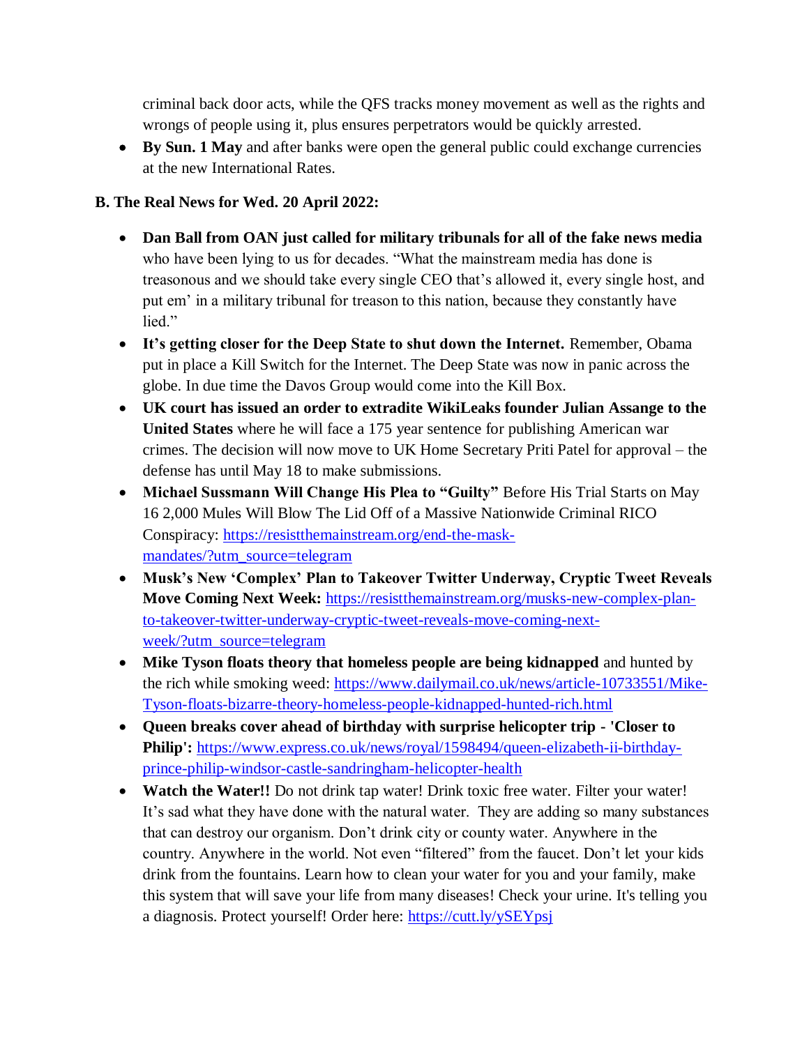criminal back door acts, while the QFS tracks money movement as well as the rights and wrongs of people using it, plus ensures perpetrators would be quickly arrested.

- **By Sun. 1 May** and after banks were open the general public could exchange currencies at the new International Rates.

### B. The Real News for Wed. 20 April 2022:

- **Dan Ball from OAN just called for military tribunals for all of the fake news media** who have been lying to us for decades. "What the mainstream media has done is treasonous and we should take every single CEO that's allowed it, every single host, and put em' in a military tribunal for treason to this nation, because they constantly have lied."
- **It's getting closer for the Deep State to shut down the Internet.** Remember, Obama put in place a Kill Switch for the Internet. The Deep State was now in panic across the globe. In due time the Davos Group would come into the Kill Box.
- **UK court has issued an order to extradite WikiLeaks founder Julian Assange to the United States** where he will face a 175 year sentence for publishing American war crimes. The decision will now move to UK Home Secretary Priti Patel for approval – the defense has until May 18 to make submissions.
- **Michael Sussmann Will Change His Plea to "Guilty"** Before His Trial Starts on May 16 2,000 Mules Will Blow The Lid Off of a Massive Nationwide Criminal RICO Conspiracy: https://resistthemainstream.org/end-the-mask-mandates/?utm_source=telegram
- **Musk's New 'Complex' Plan to Takeover Twitter Underway, Cryptic Tweet Reveals Move Coming Next Week:** https://resistthemainstream.org/musks-new-complex-plan-to-takeover-twitter-underway-cryptic-tweet-reveals-move-coming-next-week/?utm_source=telegram
- **Mike Tyson floats theory that homeless people are being kidnapped** and hunted by the rich while smoking weed: https://www.dailymail.co.uk/news/article-10733551/Mike-Tyson-floats-bizarre-theory-homeless-people-kidnapped-hunted-rich.html
- **Queen breaks cover ahead of birthday with surprise helicopter trip - 'Closer to Philip':** https://www.express.co.uk/news/royal/1598494/queen-elizabeth-ii-birthday-prince-philip-windsor-castle-sandringham-helicopter-health
- **Watch the Water!!** Do not drink tap water! Drink toxic free water. Filter your water! It's sad what they have done with the natural water. They are adding so many substances that can destroy our organism. Don't drink city or county water. Anywhere in the country. Anywhere in the world. Not even "filtered" from the faucet. Don't let your kids drink from the fountains. Learn how to clean your water for you and your family, make this system that will save your life from many diseases! Check your urine. It's telling you a diagnosis. Protect yourself! Order here: https://cutt.ly/ySEYpsj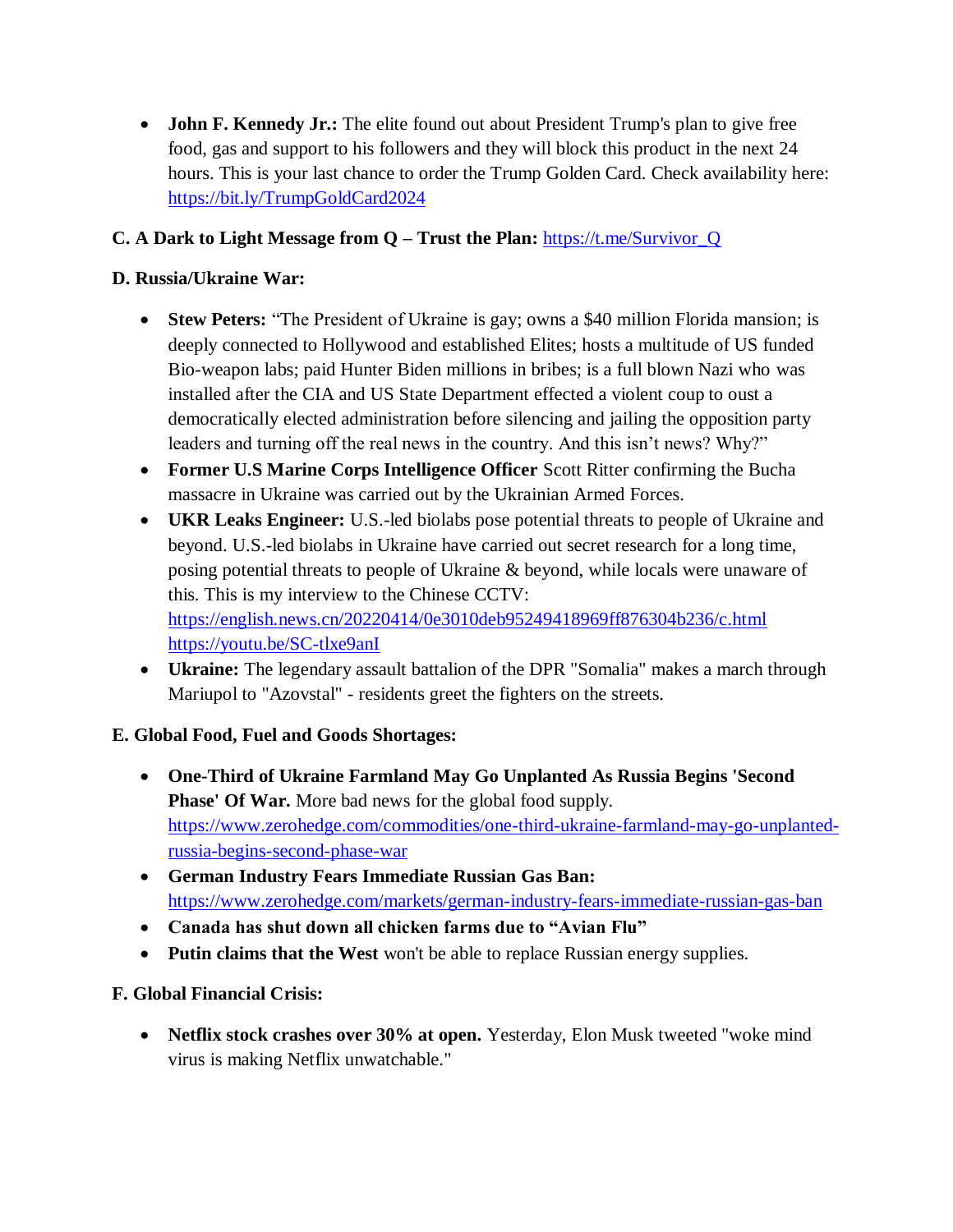- **John F. Kennedy Jr.:** The elite found out about President Trump's plan to give free food, gas and support to his followers and they will block this product in the next 24 hours. This is your last chance to order the Trump Golden Card. Check availability here: https://bit.ly/TrumpGoldCard2024

**C. A Dark to Light Message from Q – Trust the Plan:** https://t.me/Survivor_Q

**D. Russia/Ukraine War:**

- **Stew Peters:** "The President of Ukraine is gay; owns a $40 million Florida mansion; is deeply connected to Hollywood and established Elites; hosts a multitude of US funded Bio-weapon labs; paid Hunter Biden millions in bribes; is a full blown Nazi who was installed after the CIA and US State Department effected a violent coup to oust a democratically elected administration before silencing and jailing the opposition party leaders and turning off the real news in the country. And this isn't news? Why?"
- **Former U.S Marine Corps Intelligence Officer** Scott Ritter confirming the Bucha massacre in Ukraine was carried out by the Ukrainian Armed Forces.
- **UKR Leaks Engineer:** U.S.-led biolabs pose potential threats to people of Ukraine and beyond. U.S.-led biolabs in Ukraine have carried out secret research for a long time, posing potential threats to people of Ukraine & beyond, while locals were unaware of this. This is my interview to the Chinese CCTV: https://english.news.cn/20220414/0e3010deb95249418969ff876304b236/c.html https://youtu.be/SC-tlxe9anI
- **Ukraine:** The legendary assault battalion of the DPR "Somalia" makes a march through Mariupol to "Azovstal" - residents greet the fighters on the streets.

**E. Global Food, Fuel and Goods Shortages:**

- **One-Third of Ukraine Farmland May Go Unplanted As Russia Begins 'Second Phase' Of War.** More bad news for the global food supply. https://www.zerohedge.com/commodities/one-third-ukraine-farmland-may-go-unplanted-russia-begins-second-phase-war
- **German Industry Fears Immediate Russian Gas Ban:** https://www.zerohedge.com/markets/german-industry-fears-immediate-russian-gas-ban
- **Canada has shut down all chicken farms due to "Avian Flu"**
- **Putin claims that the West** won't be able to replace Russian energy supplies.

**F. Global Financial Crisis:**

- **Netflix stock crashes over 30% at open.** Yesterday, Elon Musk tweeted "woke mind virus is making Netflix unwatchable."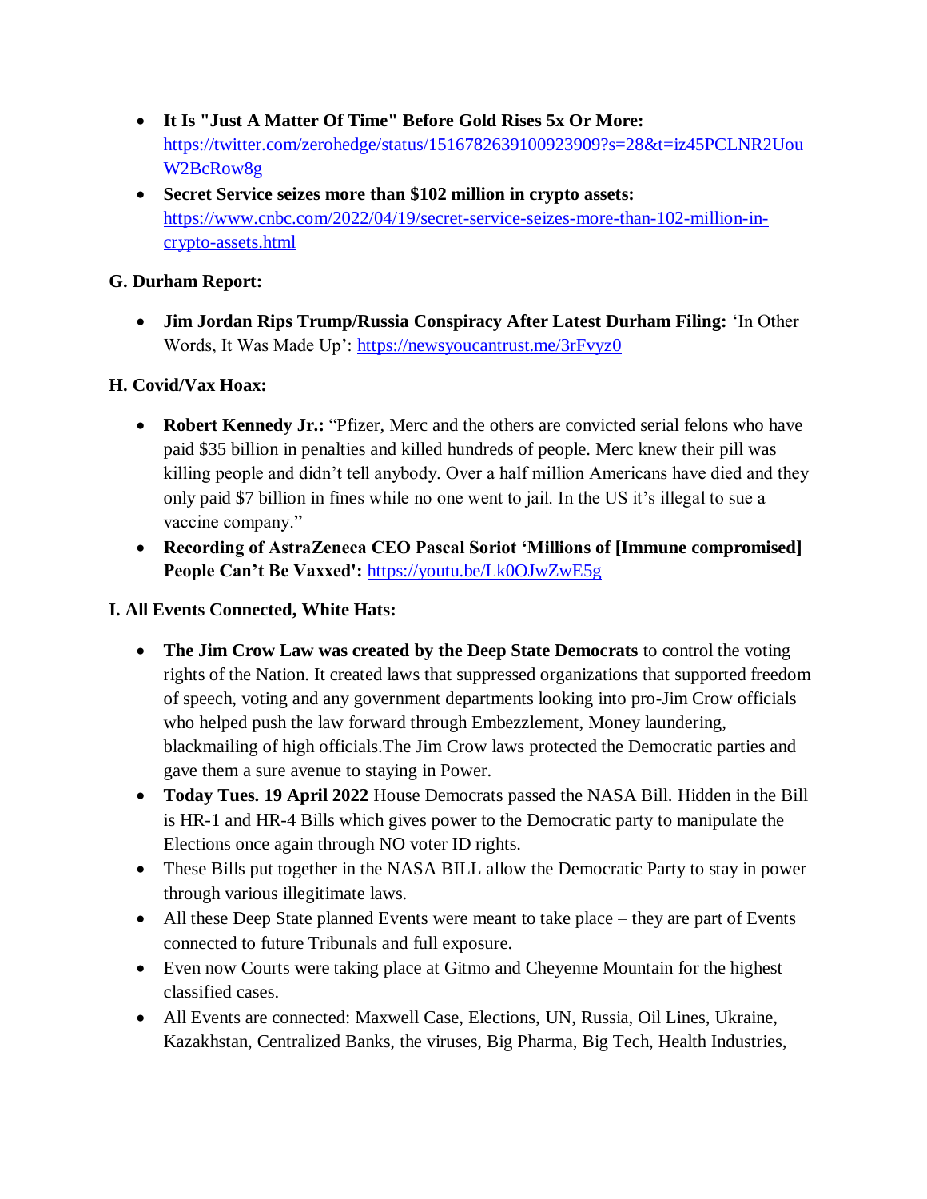- **It Is "Just A Matter Of Time" Before Gold Rises 5x Or More:** https://twitter.com/zerohedge/status/1516782639100923909?s=28&t=iz45PCLNR2UouW2BcRow8g
- **Secret Service seizes more than $102 million in crypto assets:** https://www.cnbc.com/2022/04/19/secret-service-seizes-more-than-102-million-in-crypto-assets.html

### G. Durham Report:

- **Jim Jordan Rips Trump/Russia Conspiracy After Latest Durham Filing:** 'In Other Words, It Was Made Up': https://newsyoucantrust.me/3rFvyz0

### H. Covid/Vax Hoax:

- **Robert Kennedy Jr.:** "Pfizer, Merc and the others are convicted serial felons who have paid $35 billion in penalties and killed hundreds of people. Merc knew their pill was killing people and didn't tell anybody. Over a half million Americans have died and they only paid $7 billion in fines while no one went to jail. In the US it's illegal to sue a vaccine company."
- **Recording of AstraZeneca CEO Pascal Soriot 'Millions of [Immune compromised] People Can't Be Vaxxed':** https://youtu.be/Lk0OJwZwE5g

### I. All Events Connected, White Hats:

- **The Jim Crow Law was created by the Deep State Democrats** to control the voting rights of the Nation. It created laws that suppressed organizations that supported freedom of speech, voting and any government departments looking into pro-Jim Crow officials who helped push the law forward through Embezzlement, Money laundering, blackmailing of high officials.The Jim Crow laws protected the Democratic parties and gave them a sure avenue to staying in Power.
- **Today Tues. 19 April 2022** House Democrats passed the NASA Bill. Hidden in the Bill is HR-1 and HR-4 Bills which gives power to the Democratic party to manipulate the Elections once again through NO voter ID rights.
- These Bills put together in the NASA BILL allow the Democratic Party to stay in power through various illegitimate laws.
- All these Deep State planned Events were meant to take place – they are part of Events connected to future Tribunals and full exposure.
- Even now Courts were taking place at Gitmo and Cheyenne Mountain for the highest classified cases.
- All Events are connected: Maxwell Case, Elections, UN, Russia, Oil Lines, Ukraine, Kazakhstan, Centralized Banks, the viruses, Big Pharma, Big Tech, Health Industries,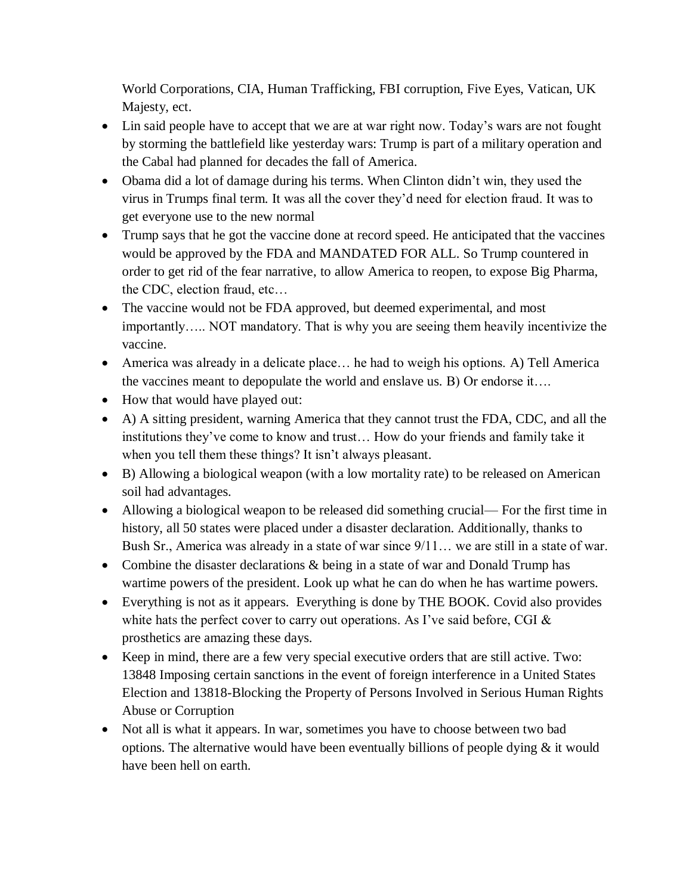World Corporations, CIA, Human Trafficking, FBI corruption, Five Eyes, Vatican, UK Majesty, ect.

- Lin said people have to accept that we are at war right now. Today's wars are not fought by storming the battlefield like yesterday wars: Trump is part of a military operation and the Cabal had planned for decades the fall of America.
- Obama did a lot of damage during his terms. When Clinton didn't win, they used the virus in Trumps final term. It was all the cover they'd need for election fraud. It was to get everyone use to the new normal
- Trump says that he got the vaccine done at record speed. He anticipated that the vaccines would be approved by the FDA and MANDATED FOR ALL. So Trump countered in order to get rid of the fear narrative, to allow America to reopen, to expose Big Pharma, the CDC, election fraud, etc…
- The vaccine would not be FDA approved, but deemed experimental, and most importantly….. NOT mandatory. That is why you are seeing them heavily incentivize the vaccine.
- America was already in a delicate place… he had to weigh his options. A) Tell America the vaccines meant to depopulate the world and enslave us. B) Or endorse it….
- How that would have played out:
- A) A sitting president, warning America that they cannot trust the FDA, CDC, and all the institutions they've come to know and trust… How do your friends and family take it when you tell them these things? It isn't always pleasant.
- B) Allowing a biological weapon (with a low mortality rate) to be released on American soil had advantages.
- Allowing a biological weapon to be released did something crucial— For the first time in history, all 50 states were placed under a disaster declaration. Additionally, thanks to Bush Sr., America was already in a state of war since 9/11… we are still in a state of war.
- Combine the disaster declarations & being in a state of war and Donald Trump has wartime powers of the president. Look up what he can do when he has wartime powers.
- Everything is not as it appears. Everything is done by THE BOOK. Covid also provides white hats the perfect cover to carry out operations. As I've said before, CGI & prosthetics are amazing these days.
- Keep in mind, there are a few very special executive orders that are still active. Two: 13848 Imposing certain sanctions in the event of foreign interference in a United States Election and 13818-Blocking the Property of Persons Involved in Serious Human Rights Abuse or Corruption
- Not all is what it appears. In war, sometimes you have to choose between two bad options. The alternative would have been eventually billions of people dying & it would have been hell on earth.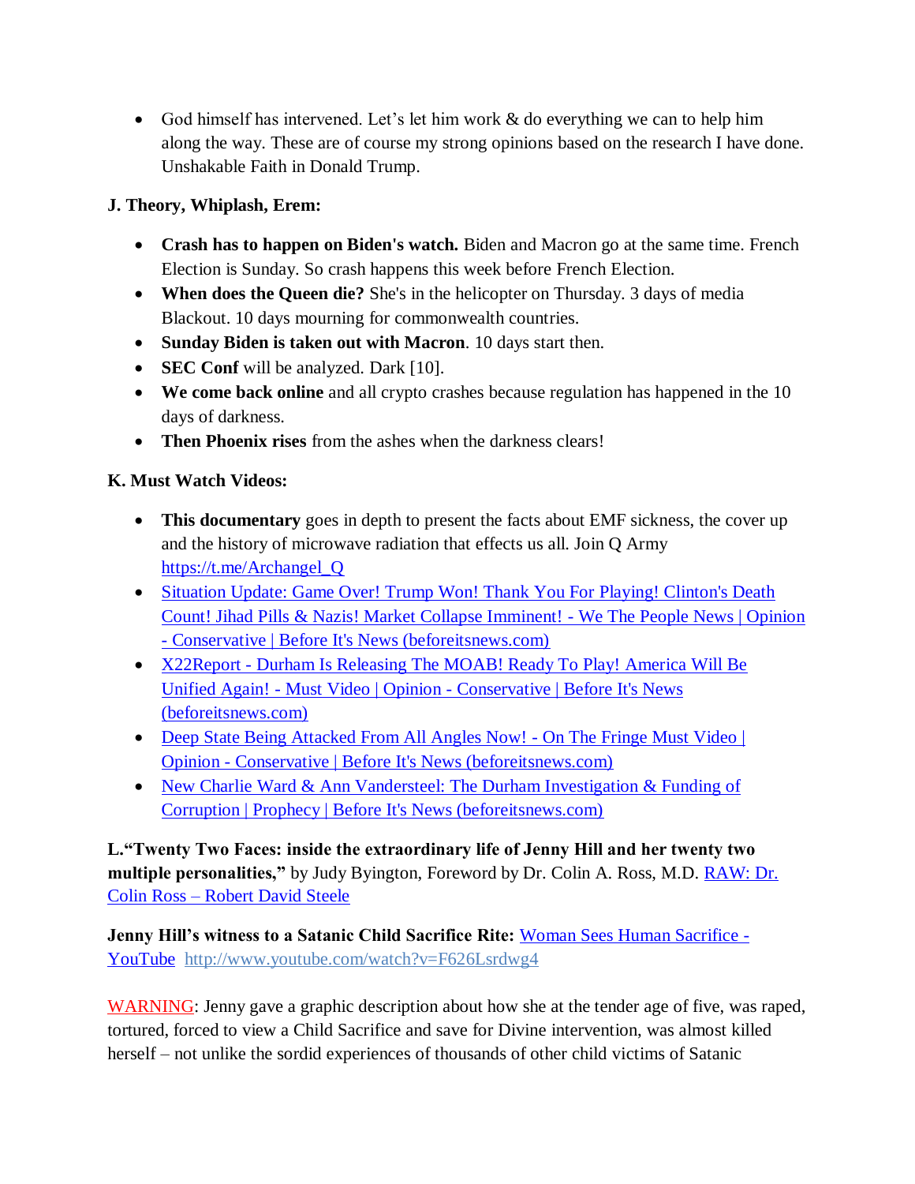- God himself has intervened. Let's let him work & do everything we can to help him along the way. These are of course my strong opinions based on the research I have done. Unshakable Faith in Donald Trump.

**J. Theory, Whiplash, Erem:**

- **Crash has to happen on Biden's watch.** Biden and Macron go at the same time. French Election is Sunday. So crash happens this week before French Election.
- **When does the Queen die?** She's in the helicopter on Thursday. 3 days of media Blackout. 10 days mourning for commonwealth countries.
- **Sunday Biden is taken out with Macron**. 10 days start then.
- **SEC Conf** will be analyzed. Dark [10].
- **We come back online** and all crypto crashes because regulation has happened in the 10 days of darkness.
- **Then Phoenix rises** from the ashes when the darkness clears!

**K. Must Watch Videos:**

- **This documentary** goes in depth to present the facts about EMF sickness, the cover up and the history of microwave radiation that effects us all. Join Q Army https://t.me/Archangel_Q
- Situation Update: Game Over! Trump Won! Thank You For Playing! Clinton's Death Count! Jihad Pills & Nazis! Market Collapse Imminent! - We The People News | Opinion - Conservative | Before It's News (beforeitsnews.com)
- X22Report - Durham Is Releasing The MOAB! Ready To Play! America Will Be Unified Again! - Must Video | Opinion - Conservative | Before It's News (beforeitsnews.com)
- Deep State Being Attacked From All Angles Now! - On The Fringe Must Video | Opinion - Conservative | Before It's News (beforeitsnews.com)
- New Charlie Ward & Ann Vandersteel: The Durham Investigation & Funding of Corruption | Prophecy | Before It's News (beforeitsnews.com)

**L."Twenty Two Faces: inside the extraordinary life of Jenny Hill and her twenty two multiple personalities,"** by Judy Byington, Foreword by Dr. Colin A. Ross, M.D. RAW: Dr. Colin Ross – Robert David Steele

**Jenny Hill's witness to a Satanic Child Sacrifice Rite:** Woman Sees Human Sacrifice - YouTube http://www.youtube.com/watch?v=F626Lsrdwg4

WARNING: Jenny gave a graphic description about how she at the tender age of five, was raped, tortured, forced to view a Child Sacrifice and save for Divine intervention, was almost killed herself – not unlike the sordid experiences of thousands of other child victims of Satanic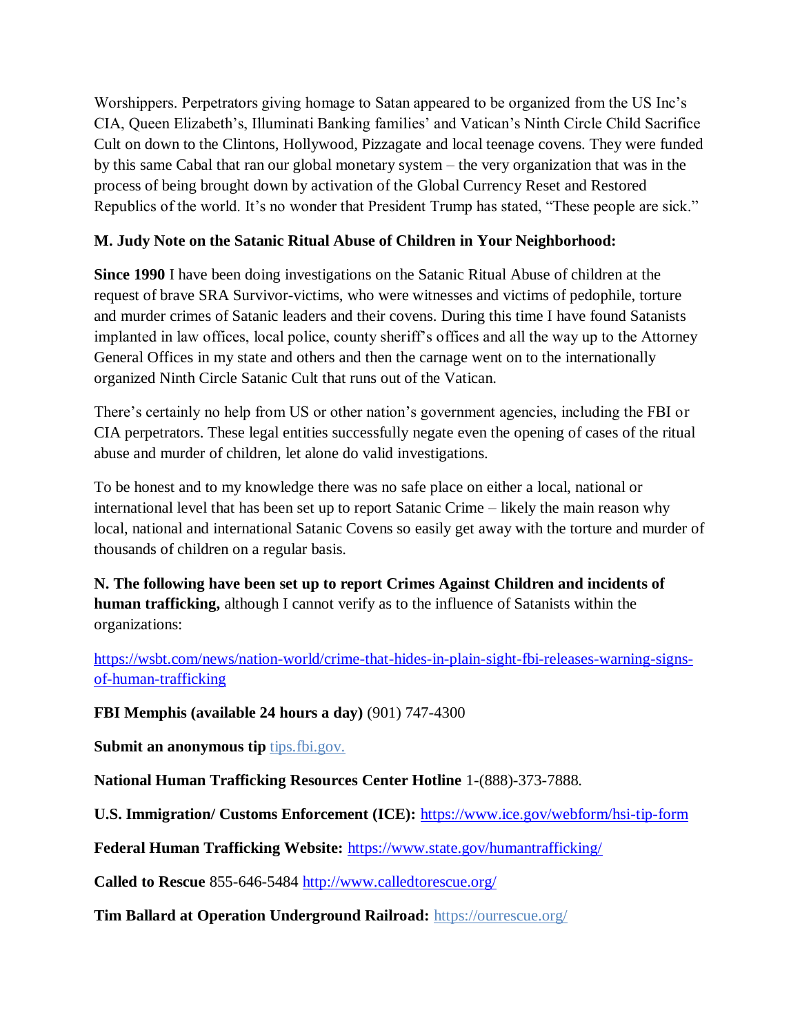Worshippers. Perpetrators giving homage to Satan appeared to be organized from the US Inc's CIA, Queen Elizabeth's, Illuminati Banking families' and Vatican's Ninth Circle Child Sacrifice Cult on down to the Clintons, Hollywood, Pizzagate and local teenage covens. They were funded by this same Cabal that ran our global monetary system – the very organization that was in the process of being brought down by activation of the Global Currency Reset and Restored Republics of the world. It's no wonder that President Trump has stated, "These people are sick."

**M. Judy Note on the Satanic Ritual Abuse of Children in Your Neighborhood:**

**Since 1990** I have been doing investigations on the Satanic Ritual Abuse of children at the request of brave SRA Survivor-victims, who were witnesses and victims of pedophile, torture and murder crimes of Satanic leaders and their covens. During this time I have found Satanists implanted in law offices, local police, county sheriff's offices and all the way up to the Attorney General Offices in my state and others and then the carnage went on to the internationally organized Ninth Circle Satanic Cult that runs out of the Vatican.

There's certainly no help from US or other nation's government agencies, including the FBI or CIA perpetrators. These legal entities successfully negate even the opening of cases of the ritual abuse and murder of children, let alone do valid investigations.

To be honest and to my knowledge there was no safe place on either a local, national or international level that has been set up to report Satanic Crime – likely the main reason why local, national and international Satanic Covens so easily get away with the torture and murder of thousands of children on a regular basis.

**N. The following have been set up to report Crimes Against Children and incidents of human trafficking,** although I cannot verify as to the influence of Satanists within the organizations:

https://wsbt.com/news/nation-world/crime-that-hides-in-plain-sight-fbi-releases-warning-signs-of-human-trafficking

**FBI Memphis (available 24 hours a day)** (901) 747-4300

**Submit an anonymous tip** tips.fbi.gov.

**National Human Trafficking Resources Center Hotline** 1-(888)-373-7888.

**U.S. Immigration/ Customs Enforcement (ICE):** https://www.ice.gov/webform/hsi-tip-form

**Federal Human Trafficking Website:** https://www.state.gov/humantrafficking/

**Called to Rescue** 855-646-5484 http://www.calledtorescue.org/

**Tim Ballard at Operation Underground Railroad:** https://ourrescue.org/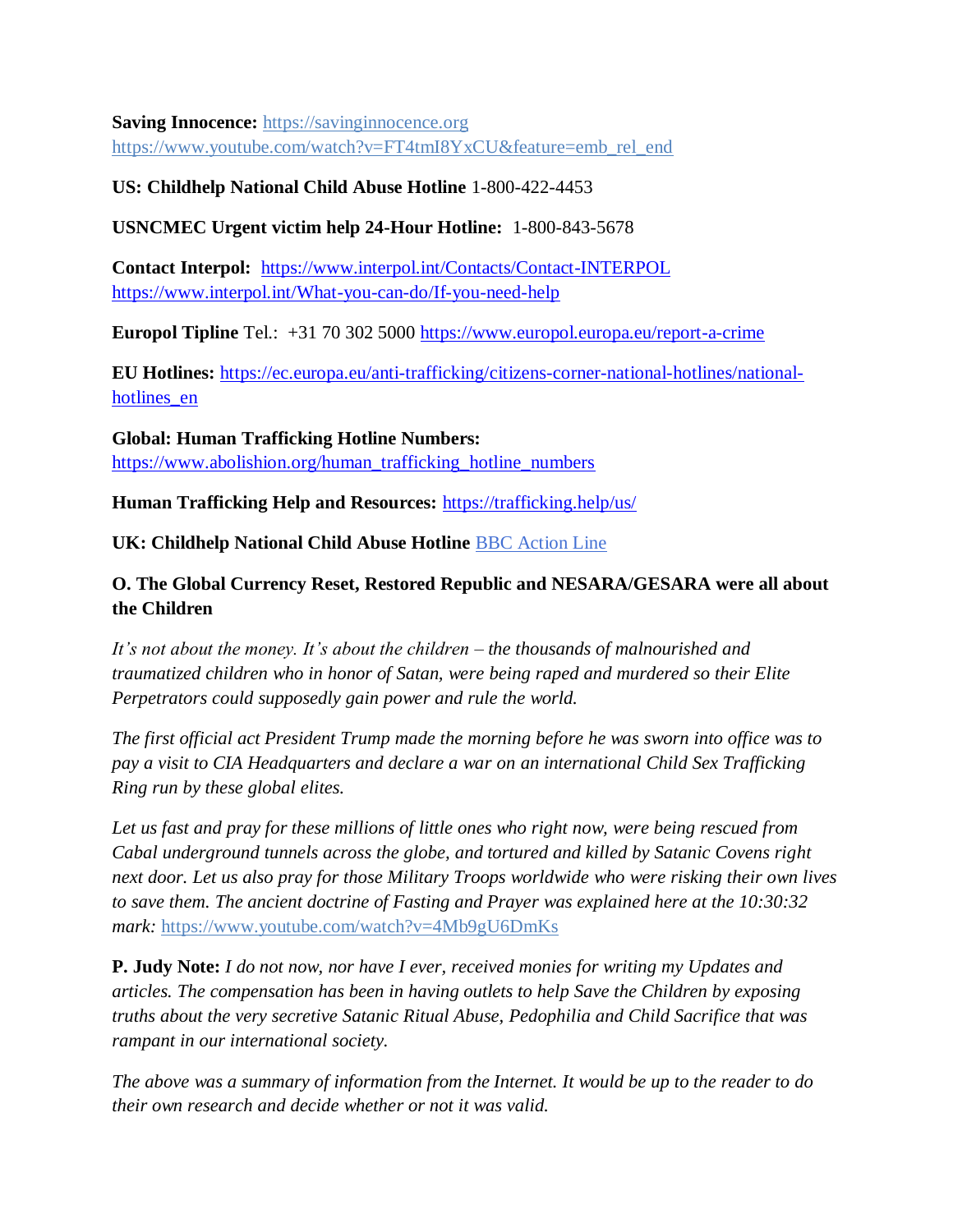**Saving Innocence:** https://savinginnocence.org
https://www.youtube.com/watch?v=FT4tmI8YxCU&feature=emb_rel_end

**US: Childhelp National Child Abuse Hotline** 1-800-422-4453

**USNCMEC Urgent victim help 24-Hour Hotline:** 1-800-843-5678

**Contact Interpol:** https://www.interpol.int/Contacts/Contact-INTERPOL
https://www.interpol.int/What-you-can-do/If-you-need-help

**Europol Tipline** Tel.: +31 70 302 5000 https://www.europol.europa.eu/report-a-crime

**EU Hotlines:** https://ec.europa.eu/anti-trafficking/citizens-corner-national-hotlines/national-hotlines_en

**Global: Human Trafficking Hotline Numbers:**
https://www.abolishion.org/human_trafficking_hotline_numbers

**Human Trafficking Help and Resources:** https://trafficking.help/us/

**UK: Childhelp National Child Abuse Hotline** BBC Action Line

**O. The Global Currency Reset, Restored Republic and NESARA/GESARA were all about the Children**

*It's not about the money. It's about the children – the thousands of malnourished and traumatized children who in honor of Satan, were being raped and murdered so their Elite Perpetrators could supposedly gain power and rule the world.*

*The first official act President Trump made the morning before he was sworn into office was to pay a visit to CIA Headquarters and declare a war on an international Child Sex Trafficking Ring run by these global elites.*

*Let us fast and pray for these millions of little ones who right now, were being rescued from Cabal underground tunnels across the globe, and tortured and killed by Satanic Covens right next door. Let us also pray for those Military Troops worldwide who were risking their own lives to save them. The ancient doctrine of Fasting and Prayer was explained here at the 10:30:32 mark:* https://www.youtube.com/watch?v=4Mb9gU6DmKs

**P. Judy Note:** *I do not now, nor have I ever, received monies for writing my Updates and articles. The compensation has been in having outlets to help Save the Children by exposing truths about the very secretive Satanic Ritual Abuse, Pedophilia and Child Sacrifice that was rampant in our international society.*

*The above was a summary of information from the Internet. It would be up to the reader to do their own research and decide whether or not it was valid.*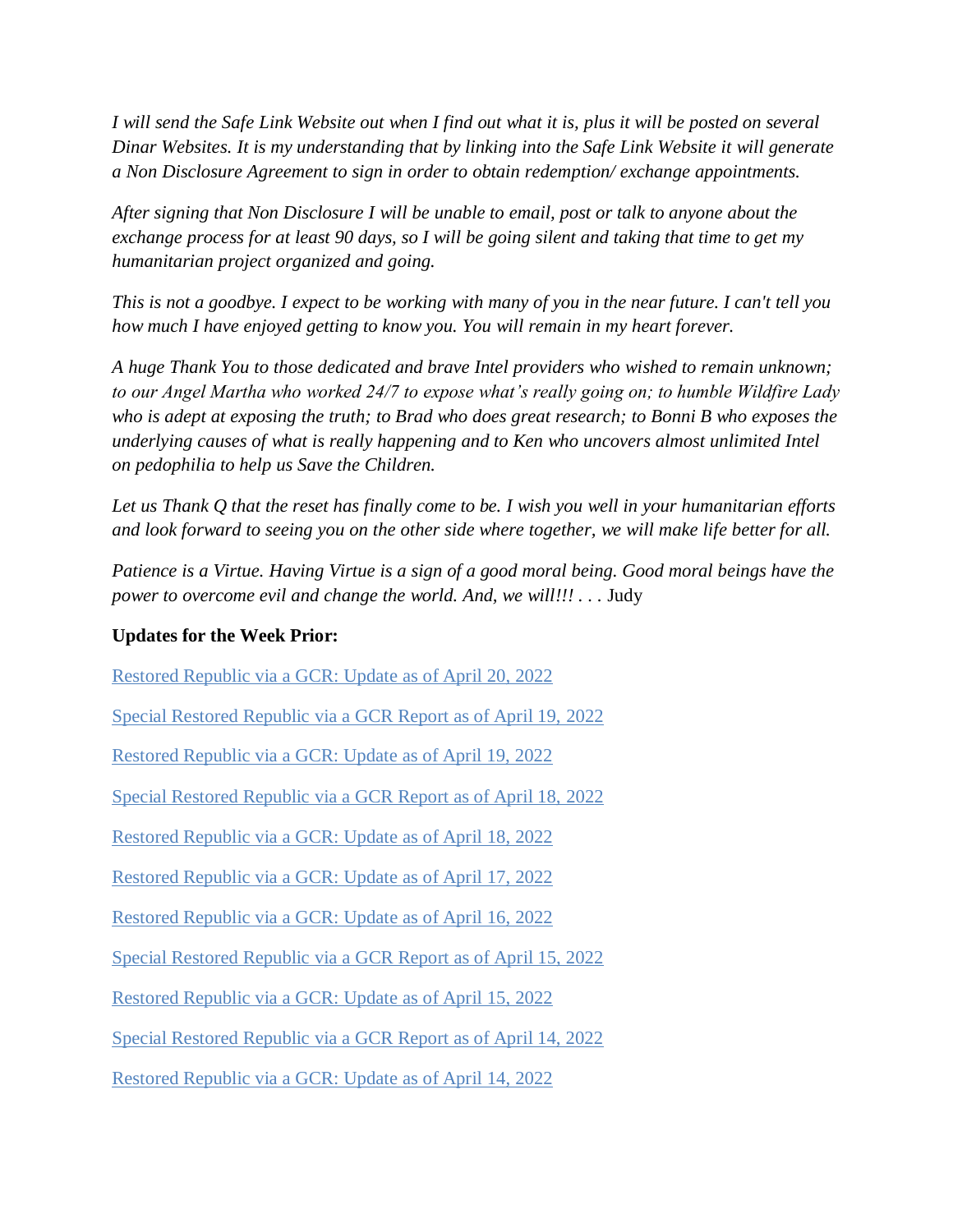*I will send the Safe Link Website out when I find out what it is, plus it will be posted on several Dinar Websites. It is my understanding that by linking into the Safe Link Website it will generate a Non Disclosure Agreement to sign in order to obtain redemption/ exchange appointments.*

*After signing that Non Disclosure I will be unable to email, post or talk to anyone about the exchange process for at least 90 days, so I will be going silent and taking that time to get my humanitarian project organized and going.*

*This is not a goodbye. I expect to be working with many of you in the near future. I can't tell you how much I have enjoyed getting to know you. You will remain in my heart forever.*

*A huge Thank You to those dedicated and brave Intel providers who wished to remain unknown; to our Angel Martha who worked 24/7 to expose what's really going on; to humble Wildfire Lady who is adept at exposing the truth; to Brad who does great research; to Bonni B who exposes the underlying causes of what is really happening and to Ken who uncovers almost unlimited Intel on pedophilia to help us Save the Children.*

*Let us Thank Q that the reset has finally come to be. I wish you well in your humanitarian efforts and look forward to seeing you on the other side where together, we will make life better for all.*

*Patience is a Virtue. Having Virtue is a sign of a good moral being. Good moral beings have the power to overcome evil and change the world. And, we will!!! . . .* Judy

**Updates for the Week Prior:**

Restored Republic via a GCR: Update as of April 20, 2022

Special Restored Republic via a GCR Report as of April 19, 2022

Restored Republic via a GCR: Update as of April 19, 2022

Special Restored Republic via a GCR Report as of April 18, 2022

Restored Republic via a GCR: Update as of April 18, 2022

Restored Republic via a GCR: Update as of April 17, 2022

Restored Republic via a GCR: Update as of April 16, 2022

Special Restored Republic via a GCR Report as of April 15, 2022

Restored Republic via a GCR: Update as of April 15, 2022

Special Restored Republic via a GCR Report as of April 14, 2022

Restored Republic via a GCR: Update as of April 14, 2022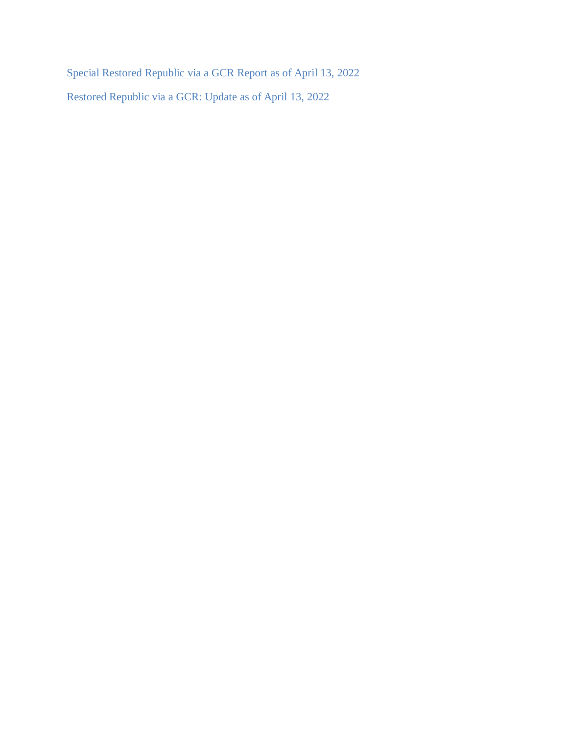Special Restored Republic via a GCR Report as of April 13, 2022

Restored Republic via a GCR: Update as of April 13, 2022